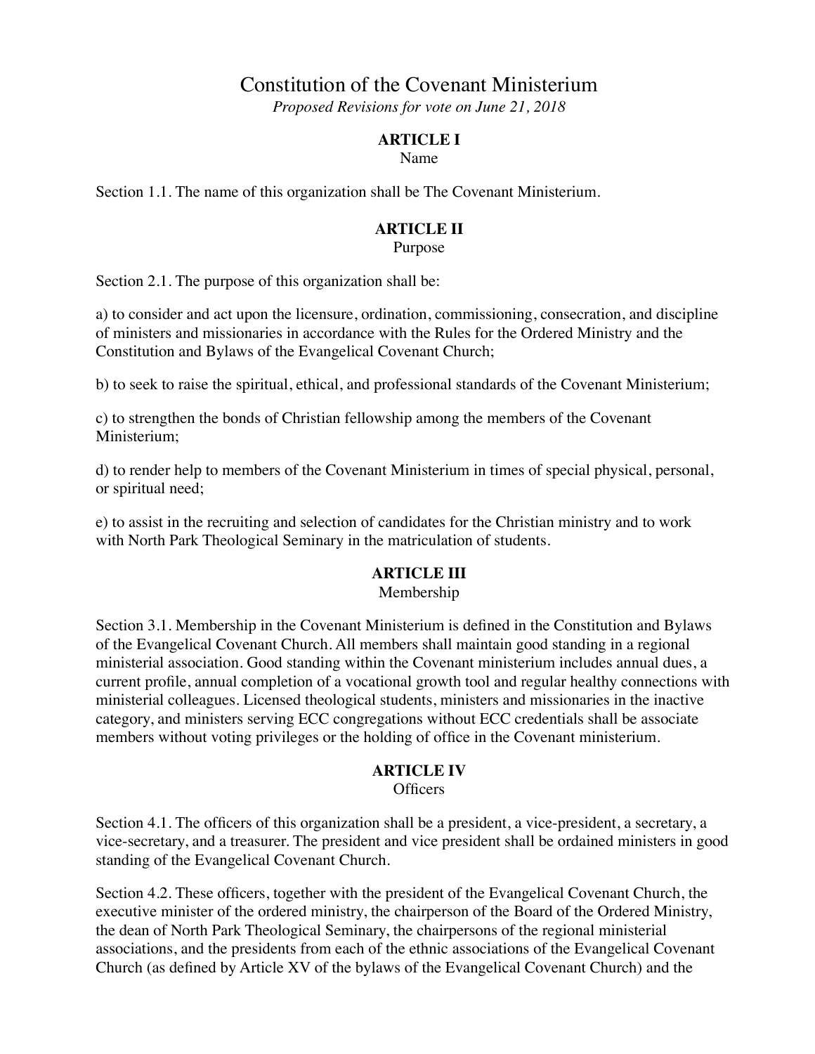# Constitution of the Covenant Ministerium

*Proposed Revisions for vote on June 21, 2018*

## ARTICLE I
Name

Section 1.1. The name of this organization shall be The Covenant Ministerium.

## ARTICLE II
Purpose

Section 2.1. The purpose of this organization shall be:

a) to consider and act upon the licensure, ordination, commissioning, consecration, and discipline of ministers and missionaries in accordance with the Rules for the Ordered Ministry and the Constitution and Bylaws of the Evangelical Covenant Church;

b) to seek to raise the spiritual, ethical, and professional standards of the Covenant Ministerium;

c) to strengthen the bonds of Christian fellowship among the members of the Covenant Ministerium;

d) to render help to members of the Covenant Ministerium in times of special physical, personal, or spiritual need;

e) to assist in the recruiting and selection of candidates for the Christian ministry and to work with North Park Theological Seminary in the matriculation of students.

## ARTICLE III
Membership

Section 3.1. Membership in the Covenant Ministerium is defined in the Constitution and Bylaws of the Evangelical Covenant Church. All members shall maintain good standing in a regional ministerial association. Good standing within the Covenant ministerium includes annual dues, a current profile, annual completion of a vocational growth tool and regular healthy connections with ministerial colleagues. Licensed theological students, ministers and missionaries in the inactive category, and ministers serving ECC congregations without ECC credentials shall be associate members without voting privileges or the holding of office in the Covenant ministerium.

## ARTICLE IV
Officers

Section 4.1. The officers of this organization shall be a president, a vice-president, a secretary, a vice-secretary, and a treasurer. The president and vice president shall be ordained ministers in good standing of the Evangelical Covenant Church.

Section 4.2. These officers, together with the president of the Evangelical Covenant Church, the executive minister of the ordered ministry, the chairperson of the Board of the Ordered Ministry, the dean of North Park Theological Seminary, the chairpersons of the regional ministerial associations, and the presidents from each of the ethnic associations of the Evangelical Covenant Church (as defined by Article XV of the bylaws of the Evangelical Covenant Church) and the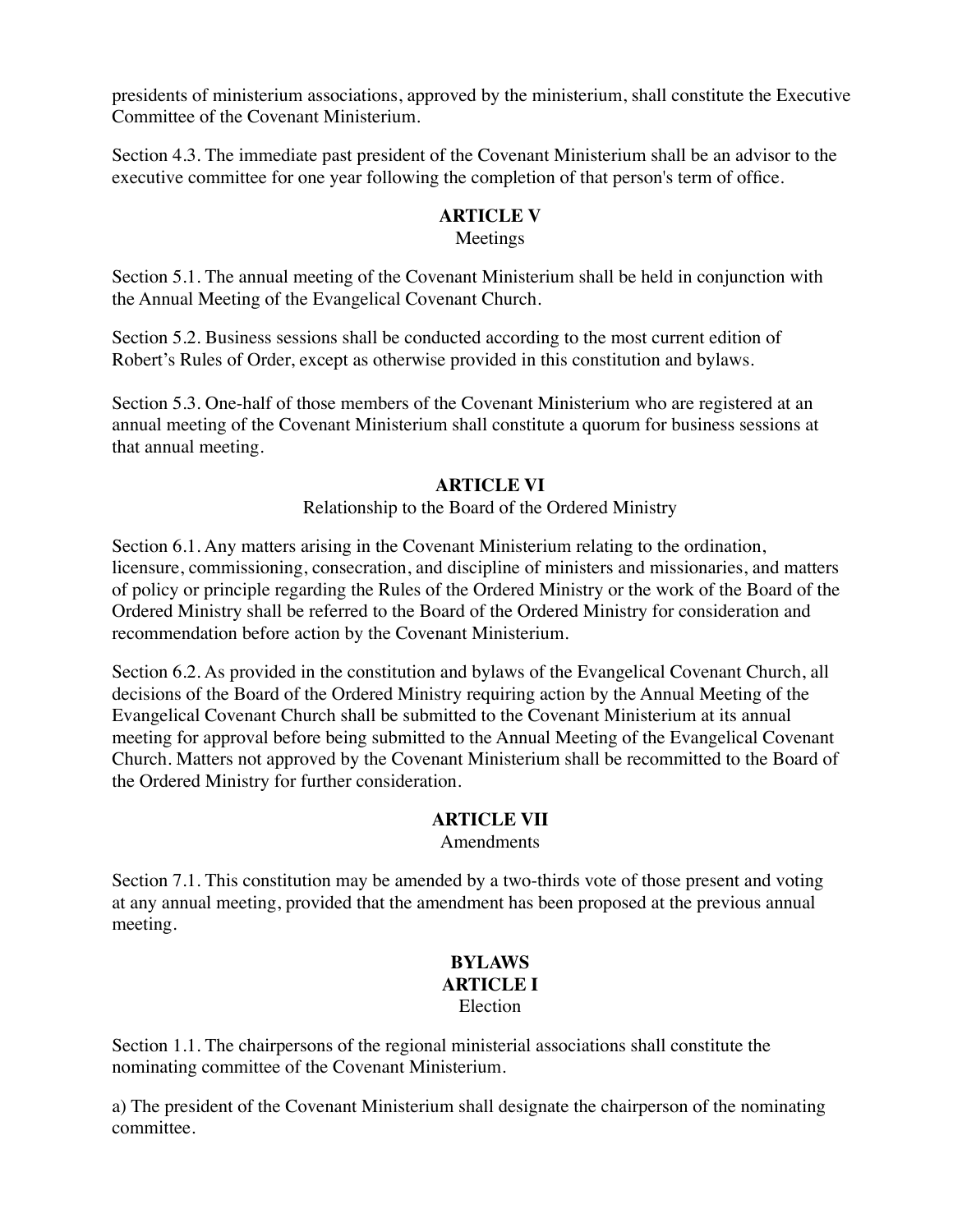presidents of ministerium associations, approved by the ministerium, shall constitute the Executive Committee of the Covenant Ministerium.

Section 4.3. The immediate past president of the Covenant Ministerium shall be an advisor to the executive committee for one year following the completion of that person's term of office.

## ARTICLE V
Meetings

Section 5.1. The annual meeting of the Covenant Ministerium shall be held in conjunction with the Annual Meeting of the Evangelical Covenant Church.

Section 5.2. Business sessions shall be conducted according to the most current edition of Robert's Rules of Order, except as otherwise provided in this constitution and bylaws.

Section 5.3. One-half of those members of the Covenant Ministerium who are registered at an annual meeting of the Covenant Ministerium shall constitute a quorum for business sessions at that annual meeting.

## ARTICLE VI
Relationship to the Board of the Ordered Ministry

Section 6.1. Any matters arising in the Covenant Ministerium relating to the ordination, licensure, commissioning, consecration, and discipline of ministers and missionaries, and matters of policy or principle regarding the Rules of the Ordered Ministry or the work of the Board of the Ordered Ministry shall be referred to the Board of the Ordered Ministry for consideration and recommendation before action by the Covenant Ministerium.

Section 6.2. As provided in the constitution and bylaws of the Evangelical Covenant Church, all decisions of the Board of the Ordered Ministry requiring action by the Annual Meeting of the Evangelical Covenant Church shall be submitted to the Covenant Ministerium at its annual meeting for approval before being submitted to the Annual Meeting of the Evangelical Covenant Church. Matters not approved by the Covenant Ministerium shall be recommitted to the Board of the Ordered Ministry for further consideration.

## ARTICLE VII
Amendments

Section 7.1. This constitution may be amended by a two-thirds vote of those present and voting at any annual meeting, provided that the amendment has been proposed at the previous annual meeting.

# BYLAWS
## ARTICLE I
Election

Section 1.1. The chairpersons of the regional ministerial associations shall constitute the nominating committee of the Covenant Ministerium.

a) The president of the Covenant Ministerium shall designate the chairperson of the nominating committee.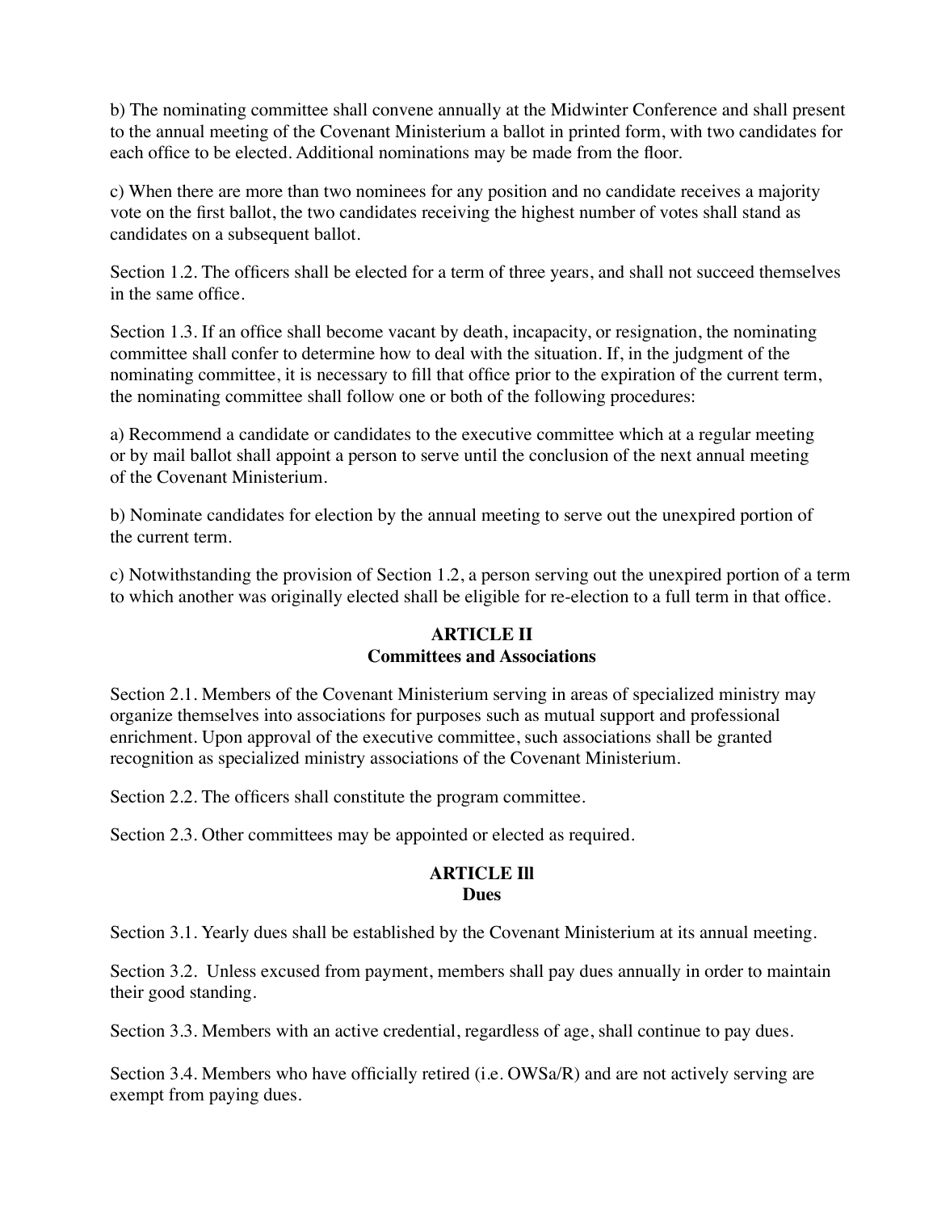b) The nominating committee shall convene annually at the Midwinter Conference and shall present to the annual meeting of the Covenant Ministerium a ballot in printed form, with two candidates for each office to be elected. Additional nominations may be made from the floor.

c) When there are more than two nominees for any position and no candidate receives a majority vote on the first ballot, the two candidates receiving the highest number of votes shall stand as candidates on a subsequent ballot.

Section 1.2. The officers shall be elected for a term of three years, and shall not succeed themselves in the same office.

Section 1.3. If an office shall become vacant by death, incapacity, or resignation, the nominating committee shall confer to determine how to deal with the situation. If, in the judgment of the nominating committee, it is necessary to fill that office prior to the expiration of the current term, the nominating committee shall follow one or both of the following procedures:

a) Recommend a candidate or candidates to the executive committee which at a regular meeting or by mail ballot shall appoint a person to serve until the conclusion of the next annual meeting of the Covenant Ministerium.

b) Nominate candidates for election by the annual meeting to serve out the unexpired portion of the current term.

c) Notwithstanding the provision of Section 1.2, a person serving out the unexpired portion of a term to which another was originally elected shall be eligible for re-election to a full term in that office.

## ARTICLE II
## Committees and Associations

Section 2.1. Members of the Covenant Ministerium serving in areas of specialized ministry may organize themselves into associations for purposes such as mutual support and professional enrichment. Upon approval of the executive committee, such associations shall be granted recognition as specialized ministry associations of the Covenant Ministerium.

Section 2.2. The officers shall constitute the program committee.

Section 2.3. Other committees may be appointed or elected as required.

## ARTICLE Ill
## Dues

Section 3.1. Yearly dues shall be established by the Covenant Ministerium at its annual meeting.

Section 3.2. Unless excused from payment, members shall pay dues annually in order to maintain their good standing.

Section 3.3. Members with an active credential, regardless of age, shall continue to pay dues.

Section 3.4. Members who have officially retired (i.e. OWSa/R) and are not actively serving are exempt from paying dues.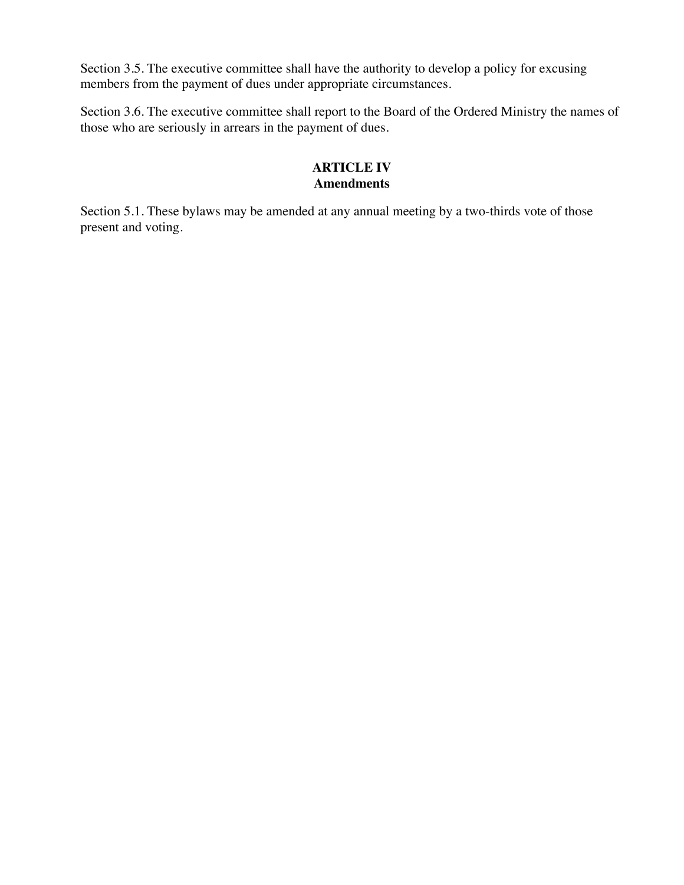Section 3.5. The executive committee shall have the authority to develop a policy for excusing members from the payment of dues under appropriate circumstances.

Section 3.6. The executive committee shall report to the Board of the Ordered Ministry the names of those who are seriously in arrears in the payment of dues.

## ARTICLE IV
## Amendments

Section 5.1. These bylaws may be amended at any annual meeting by a two-thirds vote of those present and voting.